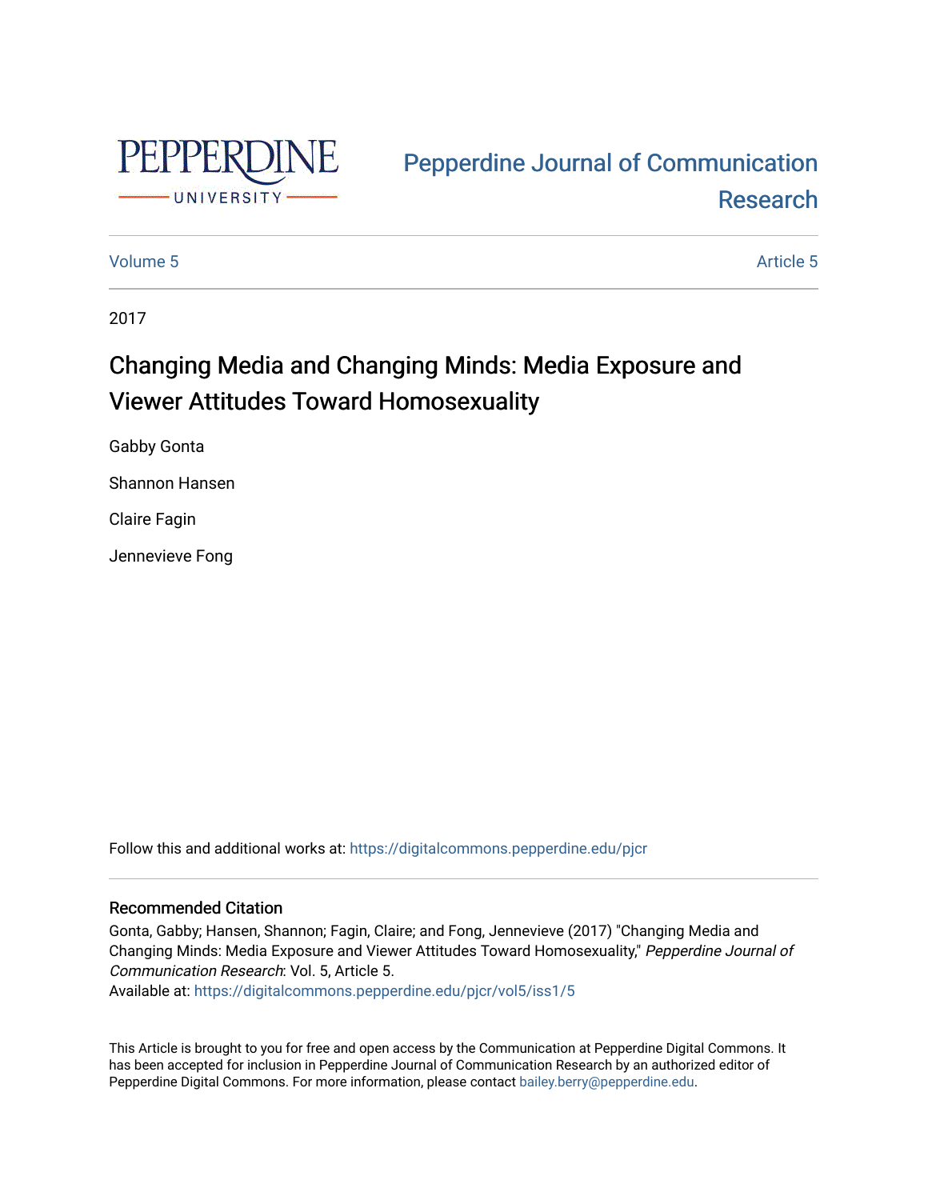Pepperdine Journal of Communication Research

Volume 5 | Article 5

2017

# Changing Media and Changing Minds: Media Exposure and Viewer Attitudes Toward Homosexuality

Gabby Gonta

Shannon Hansen

Claire Fagin

Jennevieve Fong

Follow this and additional works at: https://digitalcommons.pepperdine.edu/pjcr

## Recommended Citation

Gonta, Gabby; Hansen, Shannon; Fagin, Claire; and Fong, Jennevieve (2017) "Changing Media and Changing Minds: Media Exposure and Viewer Attitudes Toward Homosexuality," *Pepperdine Journal of Communication Research*: Vol. 5, Article 5.
Available at: https://digitalcommons.pepperdine.edu/pjcr/vol5/iss1/5

This Article is brought to you for free and open access by the Communication at Pepperdine Digital Commons. It has been accepted for inclusion in Pepperdine Journal of Communication Research by an authorized editor of Pepperdine Digital Commons. For more information, please contact bailey.berry@pepperdine.edu.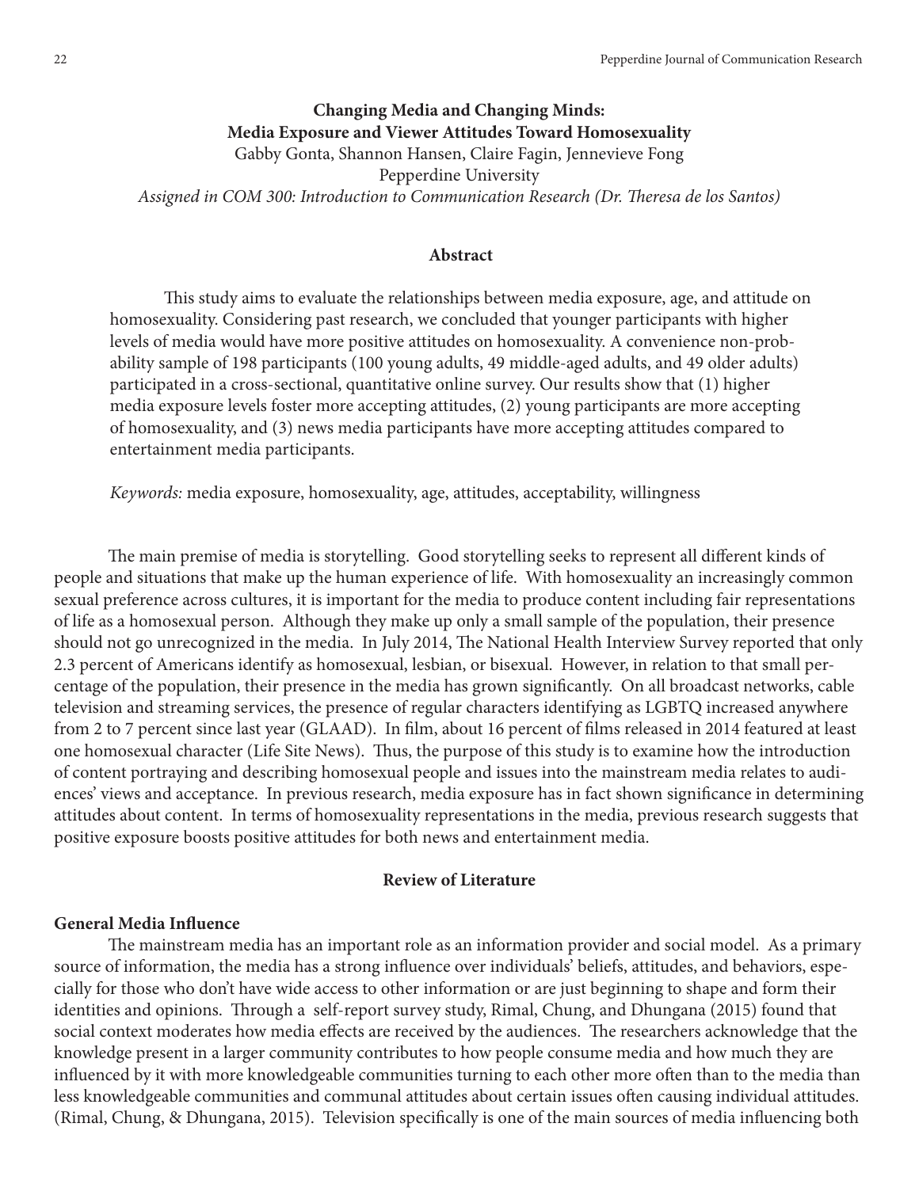## Changing Media and Changing Minds: Media Exposure and Viewer Attitudes Toward Homosexuality

Gabby Gonta, Shannon Hansen, Claire Fagin, Jennevieve Fong
Pepperdine University
*Assigned in COM 300: Introduction to Communication Research (Dr. Theresa de los Santos)*

### Abstract

This study aims to evaluate the relationships between media exposure, age, and attitude on homosexuality. Considering past research, we concluded that younger participants with higher levels of media would have more positive attitudes on homosexuality. A convenience non-probability sample of 198 participants (100 young adults, 49 middle-aged adults, and 49 older adults) participated in a cross-sectional, quantitative online survey. Our results show that (1) higher media exposure levels foster more accepting attitudes, (2) young participants are more accepting of homosexuality, and (3) news media participants have more accepting attitudes compared to entertainment media participants.

*Keywords:* media exposure, homosexuality, age, attitudes, acceptability, willingness

The main premise of media is storytelling. Good storytelling seeks to represent all different kinds of people and situations that make up the human experience of life. With homosexuality an increasingly common sexual preference across cultures, it is important for the media to produce content including fair representations of life as a homosexual person. Although they make up only a small sample of the population, their presence should not go unrecognized in the media. In July 2014, The National Health Interview Survey reported that only 2.3 percent of Americans identify as homosexual, lesbian, or bisexual. However, in relation to that small percentage of the population, their presence in the media has grown significantly. On all broadcast networks, cable television and streaming services, the presence of regular characters identifying as LGBTQ increased anywhere from 2 to 7 percent since last year (GLAAD). In film, about 16 percent of films released in 2014 featured at least one homosexual character (Life Site News). Thus, the purpose of this study is to examine how the introduction of content portraying and describing homosexual people and issues into the mainstream media relates to audiences' views and acceptance. In previous research, media exposure has in fact shown significance in determining attitudes about content. In terms of homosexuality representations in the media, previous research suggests that positive exposure boosts positive attitudes for both news and entertainment media.

### Review of Literature

#### General Media Influence

The mainstream media has an important role as an information provider and social model. As a primary source of information, the media has a strong influence over individuals' beliefs, attitudes, and behaviors, especially for those who don't have wide access to other information or are just beginning to shape and form their identities and opinions. Through a self-report survey study, Rimal, Chung, and Dhungana (2015) found that social context moderates how media effects are received by the audiences. The researchers acknowledge that the knowledge present in a larger community contributes to how people consume media and how much they are influenced by it with more knowledgeable communities turning to each other more often than to the media than less knowledgeable communities and communal attitudes about certain issues often causing individual attitudes. (Rimal, Chung, & Dhungana, 2015). Television specifically is one of the main sources of media influencing both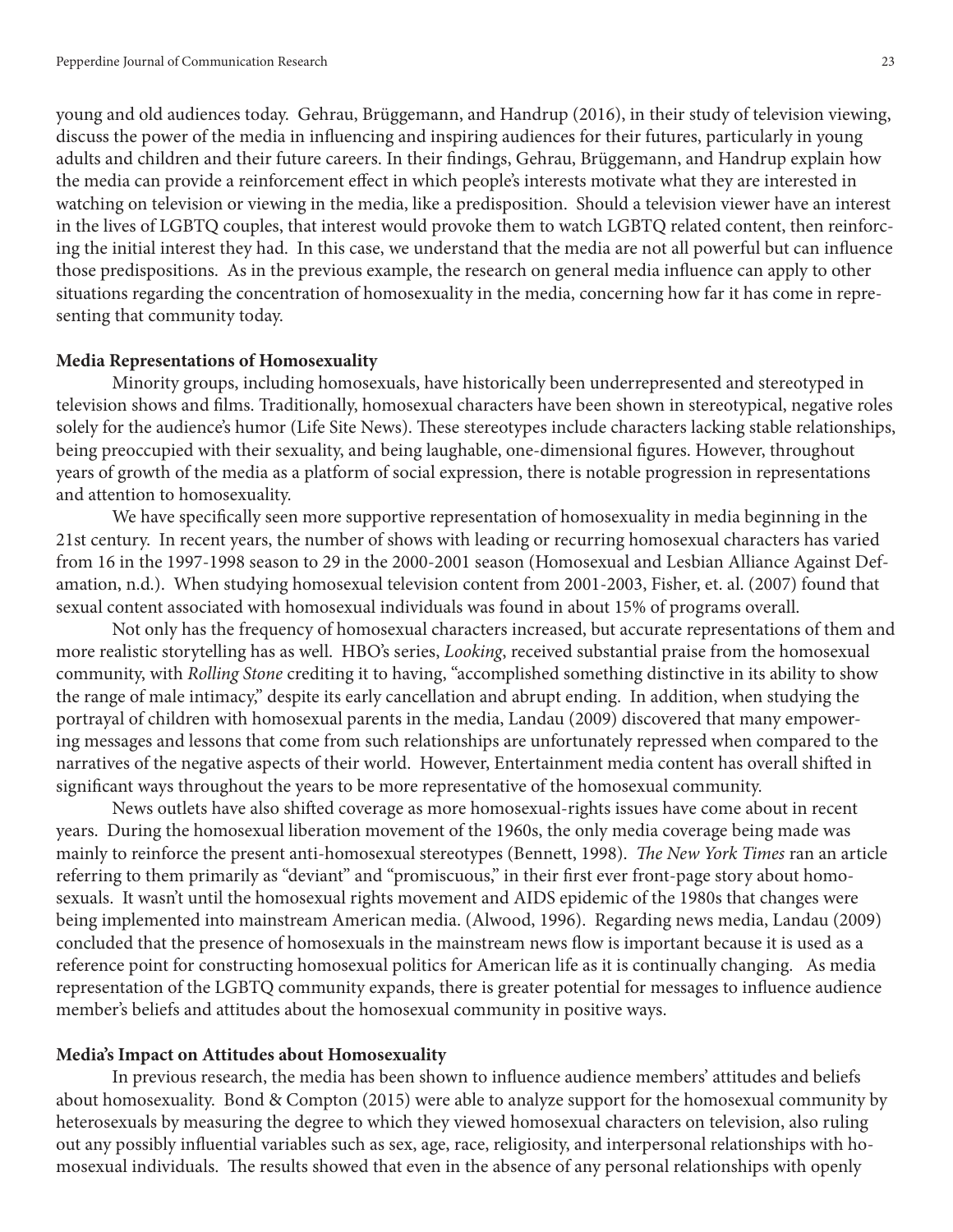young and old audiences today. Gehrau, Brüggemann, and Handrup (2016), in their study of television viewing, discuss the power of the media in influencing and inspiring audiences for their futures, particularly in young adults and children and their future careers. In their findings, Gehrau, Brüggemann, and Handrup explain how the media can provide a reinforcement effect in which people's interests motivate what they are interested in watching on television or viewing in the media, like a predisposition. Should a television viewer have an interest in the lives of LGBTQ couples, that interest would provoke them to watch LGBTQ related content, then reinforcing the initial interest they had. In this case, we understand that the media are not all powerful but can influence those predispositions. As in the previous example, the research on general media influence can apply to other situations regarding the concentration of homosexuality in the media, concerning how far it has come in representing that community today.

**Media Representations of Homosexuality**

Minority groups, including homosexuals, have historically been underrepresented and stereotyped in television shows and films. Traditionally, homosexual characters have been shown in stereotypical, negative roles solely for the audience's humor (Life Site News). These stereotypes include characters lacking stable relationships, being preoccupied with their sexuality, and being laughable, one-dimensional figures. However, throughout years of growth of the media as a platform of social expression, there is notable progression in representations and attention to homosexuality.

We have specifically seen more supportive representation of homosexuality in media beginning in the 21st century. In recent years, the number of shows with leading or recurring homosexual characters has varied from 16 in the 1997-1998 season to 29 in the 2000-2001 season (Homosexual and Lesbian Alliance Against Defamation, n.d.). When studying homosexual television content from 2001-2003, Fisher, et. al. (2007) found that sexual content associated with homosexual individuals was found in about 15% of programs overall.

Not only has the frequency of homosexual characters increased, but accurate representations of them and more realistic storytelling has as well. HBO's series, *Looking*, received substantial praise from the homosexual community, with *Rolling Stone* crediting it to having, "accomplished something distinctive in its ability to show the range of male intimacy," despite its early cancellation and abrupt ending. In addition, when studying the portrayal of children with homosexual parents in the media, Landau (2009) discovered that many empowering messages and lessons that come from such relationships are unfortunately repressed when compared to the narratives of the negative aspects of their world. However, Entertainment media content has overall shifted in significant ways throughout the years to be more representative of the homosexual community.

News outlets have also shifted coverage as more homosexual-rights issues have come about in recent years. During the homosexual liberation movement of the 1960s, the only media coverage being made was mainly to reinforce the present anti-homosexual stereotypes (Bennett, 1998). *The New York Times* ran an article referring to them primarily as "deviant" and "promiscuous," in their first ever front-page story about homosexuals. It wasn't until the homosexual rights movement and AIDS epidemic of the 1980s that changes were being implemented into mainstream American media. (Alwood, 1996). Regarding news media, Landau (2009) concluded that the presence of homosexuals in the mainstream news flow is important because it is used as a reference point for constructing homosexual politics for American life as it is continually changing. As media representation of the LGBTQ community expands, there is greater potential for messages to influence audience member's beliefs and attitudes about the homosexual community in positive ways.

**Media's Impact on Attitudes about Homosexuality**

In previous research, the media has been shown to influence audience members' attitudes and beliefs about homosexuality. Bond & Compton (2015) were able to analyze support for the homosexual community by heterosexuals by measuring the degree to which they viewed homosexual characters on television, also ruling out any possibly influential variables such as sex, age, race, religiosity, and interpersonal relationships with homosexual individuals. The results showed that even in the absence of any personal relationships with openly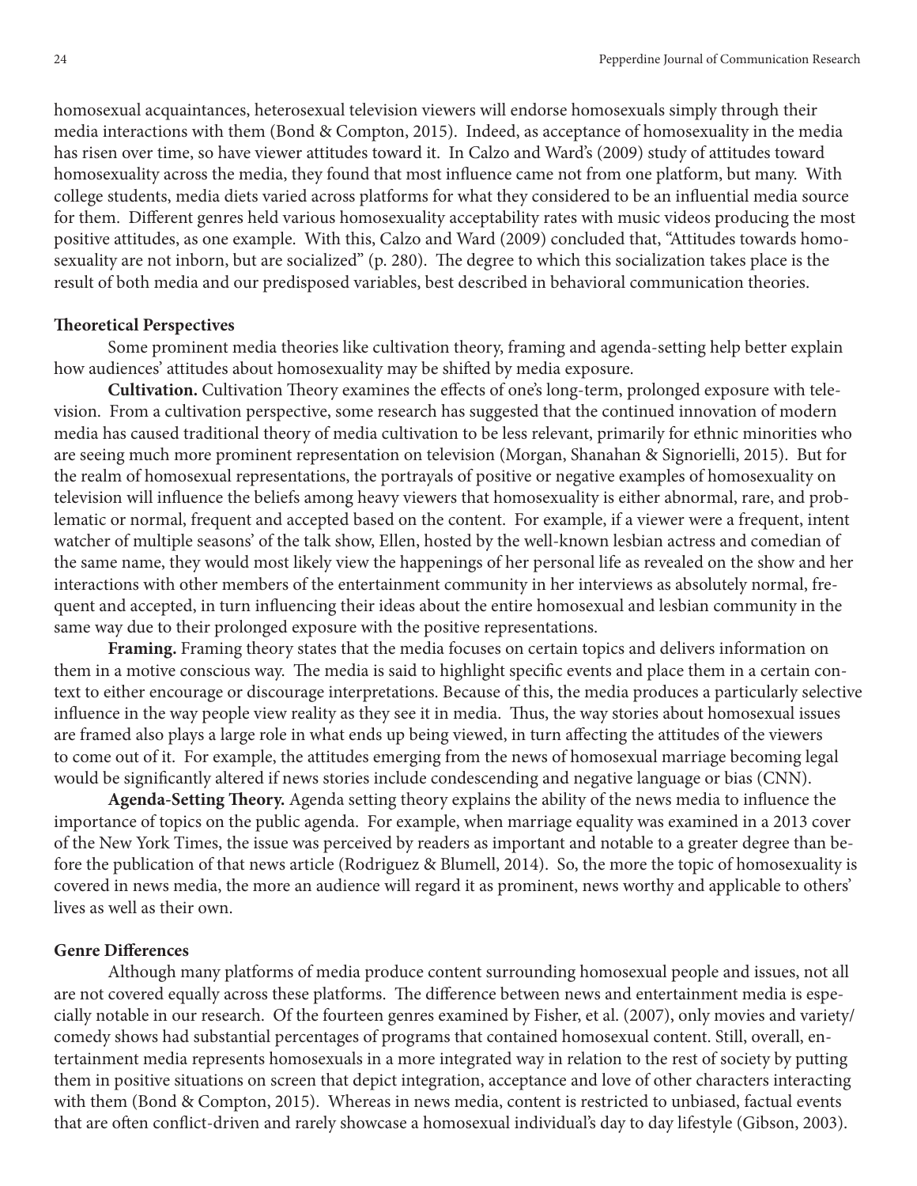homosexual acquaintances, heterosexual television viewers will endorse homosexuals simply through their media interactions with them (Bond & Compton, 2015). Indeed, as acceptance of homosexuality in the media has risen over time, so have viewer attitudes toward it. In Calzo and Ward's (2009) study of attitudes toward homosexuality across the media, they found that most influence came not from one platform, but many. With college students, media diets varied across platforms for what they considered to be an influential media source for them. Different genres held various homosexuality acceptability rates with music videos producing the most positive attitudes, as one example. With this, Calzo and Ward (2009) concluded that, "Attitudes towards homosexuality are not inborn, but are socialized" (p. 280). The degree to which this socialization takes place is the result of both media and our predisposed variables, best described in behavioral communication theories.

**Theoretical Perspectives**

Some prominent media theories like cultivation theory, framing and agenda-setting help better explain how audiences' attitudes about homosexuality may be shifted by media exposure.

**Cultivation.** Cultivation Theory examines the effects of one's long-term, prolonged exposure with television. From a cultivation perspective, some research has suggested that the continued innovation of modern media has caused traditional theory of media cultivation to be less relevant, primarily for ethnic minorities who are seeing much more prominent representation on television (Morgan, Shanahan & Signorielli, 2015). But for the realm of homosexual representations, the portrayals of positive or negative examples of homosexuality on television will influence the beliefs among heavy viewers that homosexuality is either abnormal, rare, and problematic or normal, frequent and accepted based on the content. For example, if a viewer were a frequent, intent watcher of multiple seasons' of the talk show, Ellen, hosted by the well-known lesbian actress and comedian of the same name, they would most likely view the happenings of her personal life as revealed on the show and her interactions with other members of the entertainment community in her interviews as absolutely normal, frequent and accepted, in turn influencing their ideas about the entire homosexual and lesbian community in the same way due to their prolonged exposure with the positive representations.

**Framing.** Framing theory states that the media focuses on certain topics and delivers information on them in a motive conscious way. The media is said to highlight specific events and place them in a certain context to either encourage or discourage interpretations. Because of this, the media produces a particularly selective influence in the way people view reality as they see it in media. Thus, the way stories about homosexual issues are framed also plays a large role in what ends up being viewed, in turn affecting the attitudes of the viewers to come out of it. For example, the attitudes emerging from the news of homosexual marriage becoming legal would be significantly altered if news stories include condescending and negative language or bias (CNN).

**Agenda-Setting Theory.** Agenda setting theory explains the ability of the news media to influence the importance of topics on the public agenda. For example, when marriage equality was examined in a 2013 cover of the New York Times, the issue was perceived by readers as important and notable to a greater degree than before the publication of that news article (Rodriguez & Blumell, 2014). So, the more the topic of homosexuality is covered in news media, the more an audience will regard it as prominent, news worthy and applicable to others' lives as well as their own.

**Genre Differences**

Although many platforms of media produce content surrounding homosexual people and issues, not all are not covered equally across these platforms. The difference between news and entertainment media is especially notable in our research. Of the fourteen genres examined by Fisher, et al. (2007), only movies and variety/comedy shows had substantial percentages of programs that contained homosexual content. Still, overall, entertainment media represents homosexuals in a more integrated way in relation to the rest of society by putting them in positive situations on screen that depict integration, acceptance and love of other characters interacting with them (Bond & Compton, 2015). Whereas in news media, content is restricted to unbiased, factual events that are often conflict-driven and rarely showcase a homosexual individual's day to day lifestyle (Gibson, 2003).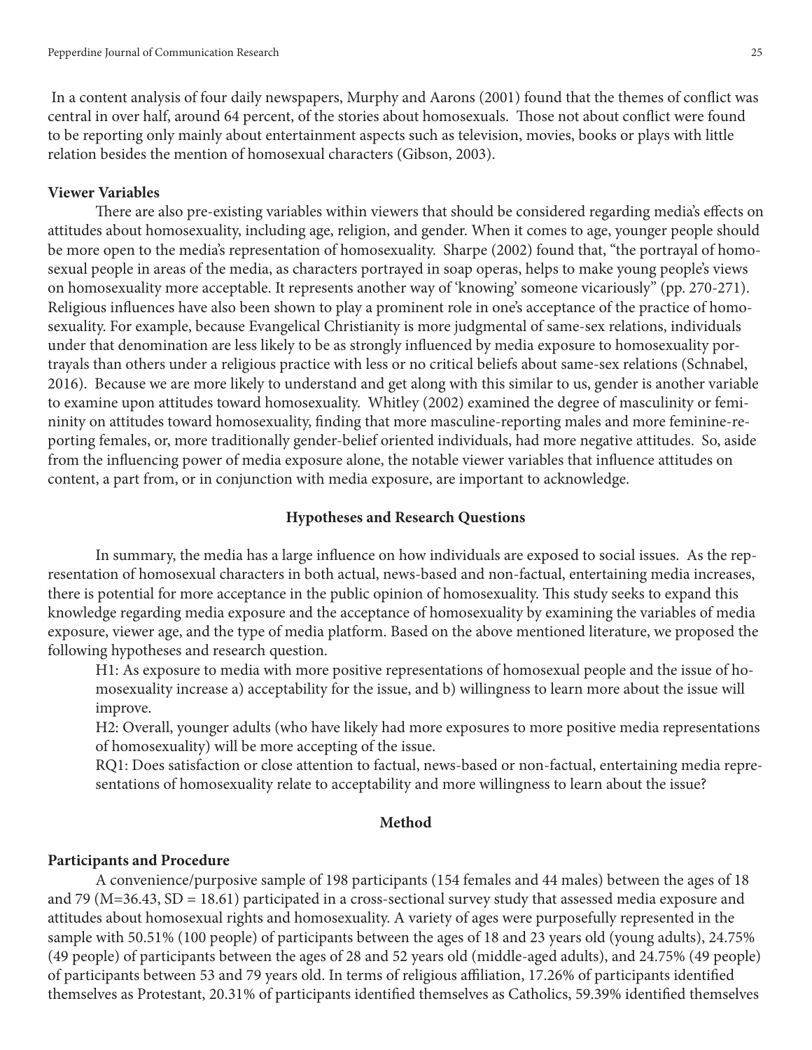In a content analysis of four daily newspapers, Murphy and Aarons (2001) found that the themes of conflict was central in over half, around 64 percent, of the stories about homosexuals. Those not about conflict were found to be reporting only mainly about entertainment aspects such as television, movies, books or plays with little relation besides the mention of homosexual characters (Gibson, 2003).

**Viewer Variables**

There are also pre-existing variables within viewers that should be considered regarding media's effects on attitudes about homosexuality, including age, religion, and gender. When it comes to age, younger people should be more open to the media's representation of homosexuality. Sharpe (2002) found that, "the portrayal of homosexual people in areas of the media, as characters portrayed in soap operas, helps to make young people's views on homosexuality more acceptable. It represents another way of 'knowing' someone vicariously" (pp. 270-271). Religious influences have also been shown to play a prominent role in one's acceptance of the practice of homosexuality. For example, because Evangelical Christianity is more judgmental of same-sex relations, individuals under that denomination are less likely to be as strongly influenced by media exposure to homosexuality portrayals than others under a religious practice with less or no critical beliefs about same-sex relations (Schnabel, 2016). Because we are more likely to understand and get along with this similar to us, gender is another variable to examine upon attitudes toward homosexuality. Whitley (2002) examined the degree of masculinity or femininity on attitudes toward homosexuality, finding that more masculine-reporting males and more feminine-reporting females, or, more traditionally gender-belief oriented individuals, had more negative attitudes. So, aside from the influencing power of media exposure alone, the notable viewer variables that influence attitudes on content, a part from, or in conjunction with media exposure, are important to acknowledge.

## Hypotheses and Research Questions

In summary, the media has a large influence on how individuals are exposed to social issues. As the representation of homosexual characters in both actual, news-based and non-factual, entertaining media increases, there is potential for more acceptance in the public opinion of homosexuality. This study seeks to expand this knowledge regarding media exposure and the acceptance of homosexuality by examining the variables of media exposure, viewer age, and the type of media platform. Based on the above mentioned literature, we proposed the following hypotheses and research question.

H1: As exposure to media with more positive representations of homosexual people and the issue of homosexuality increase a) acceptability for the issue, and b) willingness to learn more about the issue will improve.

H2: Overall, younger adults (who have likely had more exposures to more positive media representations of homosexuality) will be more accepting of the issue.

RQ1: Does satisfaction or close attention to factual, news-based or non-factual, entertaining media representations of homosexuality relate to acceptability and more willingness to learn about the issue?

## Method

**Participants and Procedure**

A convenience/purposive sample of 198 participants (154 females and 44 males) between the ages of 18 and 79 (M=36.43, SD = 18.61) participated in a cross-sectional survey study that assessed media exposure and attitudes about homosexual rights and homosexuality. A variety of ages were purposefully represented in the sample with 50.51% (100 people) of participants between the ages of 18 and 23 years old (young adults), 24.75% (49 people) of participants between the ages of 28 and 52 years old (middle-aged adults), and 24.75% (49 people) of participants between 53 and 79 years old. In terms of religious affiliation, 17.26% of participants identified themselves as Protestant, 20.31% of participants identified themselves as Catholics, 59.39% identified themselves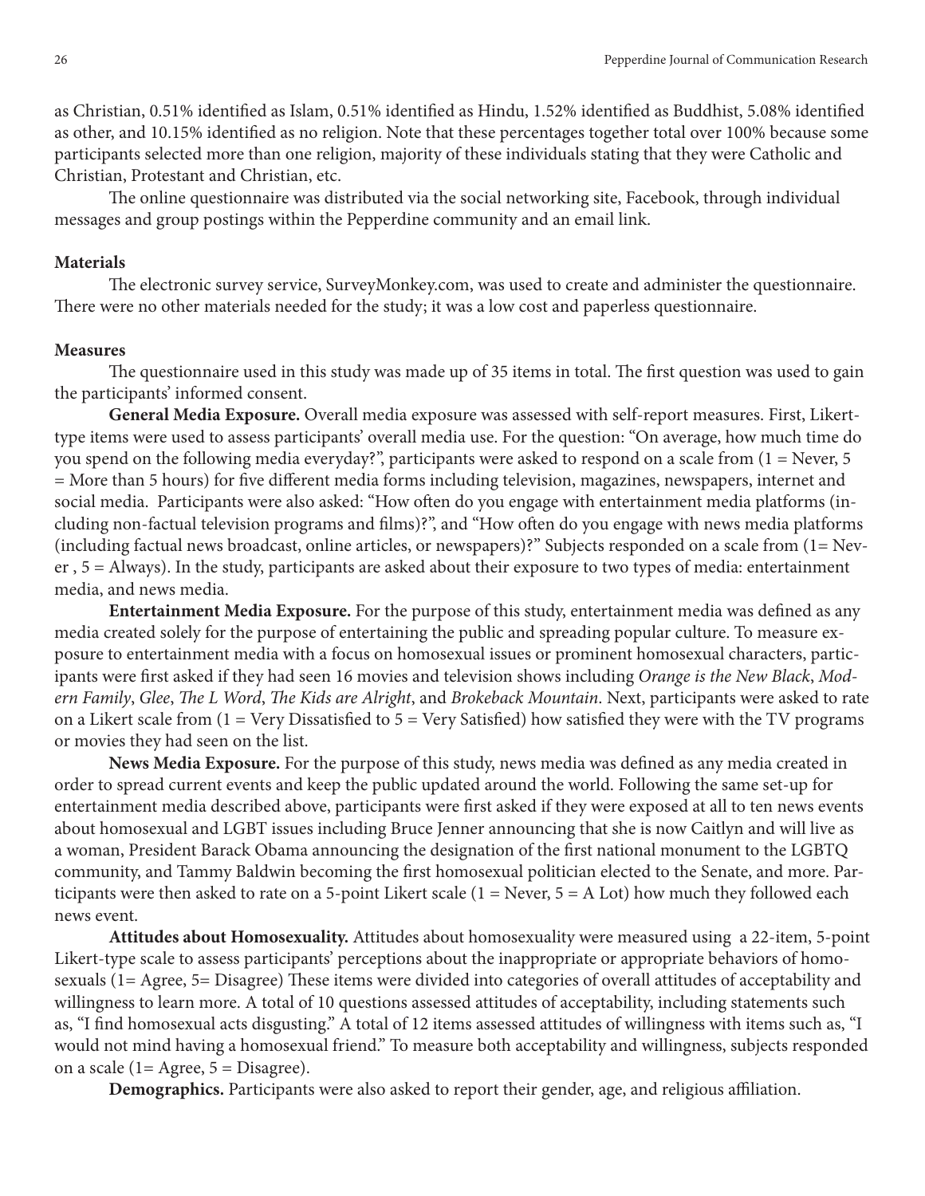as Christian, 0.51% identified as Islam, 0.51% identified as Hindu, 1.52% identified as Buddhist, 5.08% identified as other, and 10.15% identified as no religion. Note that these percentages together total over 100% because some participants selected more than one religion, majority of these individuals stating that they were Catholic and Christian, Protestant and Christian, etc.

The online questionnaire was distributed via the social networking site, Facebook, through individual messages and group postings within the Pepperdine community and an email link.

### Materials

The electronic survey service, SurveyMonkey.com, was used to create and administer the questionnaire. There were no other materials needed for the study; it was a low cost and paperless questionnaire.

### Measures

The questionnaire used in this study was made up of 35 items in total. The first question was used to gain the participants' informed consent.

**General Media Exposure.** Overall media exposure was assessed with self-report measures. First, Likert-type items were used to assess participants' overall media use. For the question: "On average, how much time do you spend on the following media everyday?", participants were asked to respond on a scale from (1 = Never, 5 = More than 5 hours) for five different media forms including television, magazines, newspapers, internet and social media. Participants were also asked: "How often do you engage with entertainment media platforms (including non-factual television programs and films)?", and "How often do you engage with news media platforms (including factual news broadcast, online articles, or newspapers)?" Subjects responded on a scale from (1= Never , 5 = Always). In the study, participants are asked about their exposure to two types of media: entertainment media, and news media.

**Entertainment Media Exposure.** For the purpose of this study, entertainment media was defined as any media created solely for the purpose of entertaining the public and spreading popular culture. To measure exposure to entertainment media with a focus on homosexual issues or prominent homosexual characters, participants were first asked if they had seen 16 movies and television shows including *Orange is the New Black*, *Modern Family*, *Glee*, *The L Word*, *The Kids are Alright*, and *Brokeback Mountain*. Next, participants were asked to rate on a Likert scale from (1 = Very Dissatisfied to 5 = Very Satisfied) how satisfied they were with the TV programs or movies they had seen on the list.

**News Media Exposure.** For the purpose of this study, news media was defined as any media created in order to spread current events and keep the public updated around the world. Following the same set-up for entertainment media described above, participants were first asked if they were exposed at all to ten news events about homosexual and LGBT issues including Bruce Jenner announcing that she is now Caitlyn and will live as a woman, President Barack Obama announcing the designation of the first national monument to the LGBTQ community, and Tammy Baldwin becoming the first homosexual politician elected to the Senate, and more. Participants were then asked to rate on a 5-point Likert scale (1 = Never, 5 = A Lot) how much they followed each news event.

**Attitudes about Homosexuality.** Attitudes about homosexuality were measured using a 22-item, 5-point Likert-type scale to assess participants' perceptions about the inappropriate or appropriate behaviors of homosexuals (1= Agree, 5= Disagree) These items were divided into categories of overall attitudes of acceptability and willingness to learn more. A total of 10 questions assessed attitudes of acceptability, including statements such as, "I find homosexual acts disgusting." A total of 12 items assessed attitudes of willingness with items such as, "I would not mind having a homosexual friend." To measure both acceptability and willingness, subjects responded on a scale (1= Agree, 5 = Disagree).

**Demographics.** Participants were also asked to report their gender, age, and religious affiliation.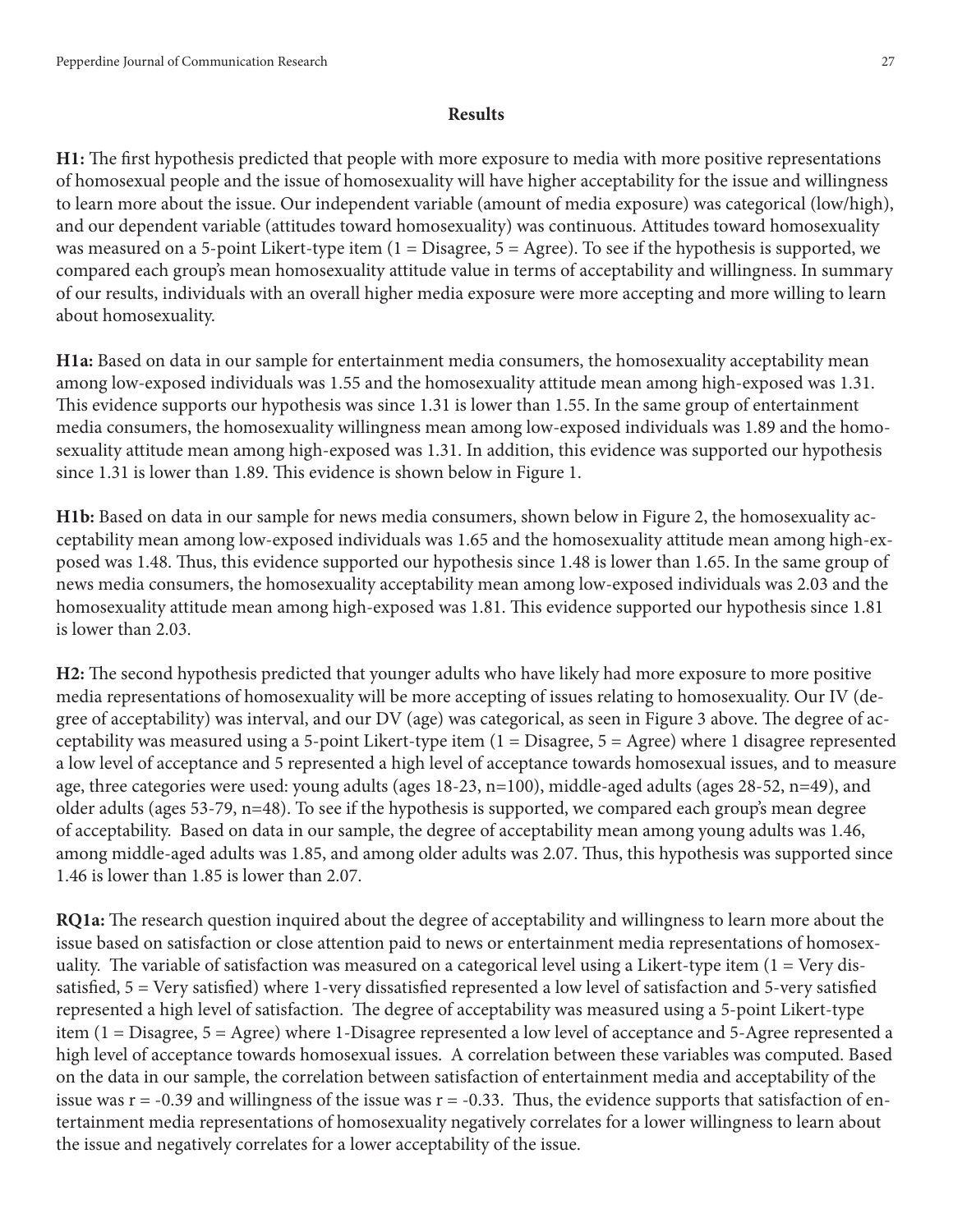## Results

**H1:** The first hypothesis predicted that people with more exposure to media with more positive representations of homosexual people and the issue of homosexuality will have higher acceptability for the issue and willingness to learn more about the issue. Our independent variable (amount of media exposure) was categorical (low/high), and our dependent variable (attitudes toward homosexuality) was continuous. Attitudes toward homosexuality was measured on a 5-point Likert-type item (1 = Disagree, 5 = Agree). To see if the hypothesis is supported, we compared each group's mean homosexuality attitude value in terms of acceptability and willingness. In summary of our results, individuals with an overall higher media exposure were more accepting and more willing to learn about homosexuality.

**H1a:** Based on data in our sample for entertainment media consumers, the homosexuality acceptability mean among low-exposed individuals was 1.55 and the homosexuality attitude mean among high-exposed was 1.31. This evidence supports our hypothesis was since 1.31 is lower than 1.55. In the same group of entertainment media consumers, the homosexuality willingness mean among low-exposed individuals was 1.89 and the homosexuality attitude mean among high-exposed was 1.31. In addition, this evidence was supported our hypothesis since 1.31 is lower than 1.89. This evidence is shown below in Figure 1.

**H1b:** Based on data in our sample for news media consumers, shown below in Figure 2, the homosexuality acceptability mean among low-exposed individuals was 1.65 and the homosexuality attitude mean among high-exposed was 1.48. Thus, this evidence supported our hypothesis since 1.48 is lower than 1.65. In the same group of news media consumers, the homosexuality acceptability mean among low-exposed individuals was 2.03 and the homosexuality attitude mean among high-exposed was 1.81. This evidence supported our hypothesis since 1.81 is lower than 2.03.

**H2:** The second hypothesis predicted that younger adults who have likely had more exposure to more positive media representations of homosexuality will be more accepting of issues relating to homosexuality. Our IV (degree of acceptability) was interval, and our DV (age) was categorical, as seen in Figure 3 above. The degree of acceptability was measured using a 5-point Likert-type item (1 = Disagree, 5 = Agree) where 1 disagree represented a low level of acceptance and 5 represented a high level of acceptance towards homosexual issues, and to measure age, three categories were used: young adults (ages 18-23, n=100), middle-aged adults (ages 28-52, n=49), and older adults (ages 53-79, n=48). To see if the hypothesis is supported, we compared each group's mean degree of acceptability. Based on data in our sample, the degree of acceptability mean among young adults was 1.46, among middle-aged adults was 1.85, and among older adults was 2.07. Thus, this hypothesis was supported since 1.46 is lower than 1.85 is lower than 2.07.

**RQ1a:** The research question inquired about the degree of acceptability and willingness to learn more about the issue based on satisfaction or close attention paid to news or entertainment media representations of homosexuality. The variable of satisfaction was measured on a categorical level using a Likert-type item (1 = Very dissatisfied, 5 = Very satisfied) where 1-very dissatisfied represented a low level of satisfaction and 5-very satisfied represented a high level of satisfaction. The degree of acceptability was measured using a 5-point Likert-type item (1 = Disagree, 5 = Agree) where 1-Disagree represented a low level of acceptance and 5-Agree represented a high level of acceptance towards homosexual issues. A correlation between these variables was computed. Based on the data in our sample, the correlation between satisfaction of entertainment media and acceptability of the issue was $r = -0.39$ and willingness of the issue was $r = -0.33$. Thus, the evidence supports that satisfaction of entertainment media representations of homosexuality negatively correlates for a lower willingness to learn about the issue and negatively correlates for a lower acceptability of the issue.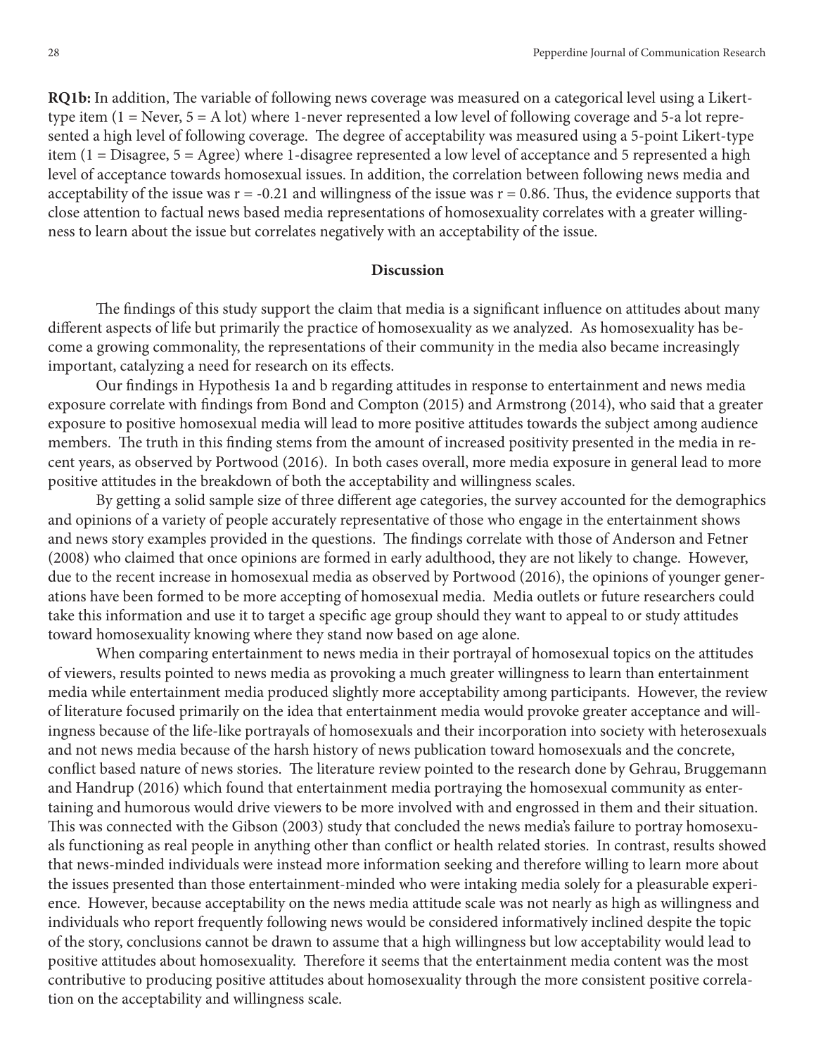**RQ1b:** In addition, The variable of following news coverage was measured on a categorical level using a Likert-type item (1 = Never, 5 = A lot) where 1-never represented a low level of following coverage and 5-a lot represented a high level of following coverage. The degree of acceptability was measured using a 5-point Likert-type item (1 = Disagree, 5 = Agree) where 1-disagree represented a low level of acceptance and 5 represented a high level of acceptance towards homosexual issues. In addition, the correlation between following news media and acceptability of the issue was $r = -0.21$ and willingness of the issue was $r = 0.86$. Thus, the evidence supports that close attention to factual news based media representations of homosexuality correlates with a greater willingness to learn about the issue but correlates negatively with an acceptability of the issue.

## Discussion

The findings of this study support the claim that media is a significant influence on attitudes about many different aspects of life but primarily the practice of homosexuality as we analyzed. As homosexuality has become a growing commonality, the representations of their community in the media also became increasingly important, catalyzing a need for research on its effects.

Our findings in Hypothesis 1a and b regarding attitudes in response to entertainment and news media exposure correlate with findings from Bond and Compton (2015) and Armstrong (2014), who said that a greater exposure to positive homosexual media will lead to more positive attitudes towards the subject among audience members. The truth in this finding stems from the amount of increased positivity presented in the media in recent years, as observed by Portwood (2016). In both cases overall, more media exposure in general lead to more positive attitudes in the breakdown of both the acceptability and willingness scales.

By getting a solid sample size of three different age categories, the survey accounted for the demographics and opinions of a variety of people accurately representative of those who engage in the entertainment shows and news story examples provided in the questions. The findings correlate with those of Anderson and Fetner (2008) who claimed that once opinions are formed in early adulthood, they are not likely to change. However, due to the recent increase in homosexual media as observed by Portwood (2016), the opinions of younger generations have been formed to be more accepting of homosexual media. Media outlets or future researchers could take this information and use it to target a specific age group should they want to appeal to or study attitudes toward homosexuality knowing where they stand now based on age alone.

When comparing entertainment to news media in their portrayal of homosexual topics on the attitudes of viewers, results pointed to news media as provoking a much greater willingness to learn than entertainment media while entertainment media produced slightly more acceptability among participants. However, the review of literature focused primarily on the idea that entertainment media would provoke greater acceptance and willingness because of the life-like portrayals of homosexuals and their incorporation into society with heterosexuals and not news media because of the harsh history of news publication toward homosexuals and the concrete, conflict based nature of news stories. The literature review pointed to the research done by Gehrau, Bruggemann and Handrup (2016) which found that entertainment media portraying the homosexual community as entertaining and humorous would drive viewers to be more involved with and engrossed in them and their situation. This was connected with the Gibson (2003) study that concluded the news media's failure to portray homosexuals functioning as real people in anything other than conflict or health related stories. In contrast, results showed that news-minded individuals were instead more information seeking and therefore willing to learn more about the issues presented than those entertainment-minded who were intaking media solely for a pleasurable experience. However, because acceptability on the news media attitude scale was not nearly as high as willingness and individuals who report frequently following news would be considered informatively inclined despite the topic of the story, conclusions cannot be drawn to assume that a high willingness but low acceptability would lead to positive attitudes about homosexuality. Therefore it seems that the entertainment media content was the most contributive to producing positive attitudes about homosexuality through the more consistent positive correlation on the acceptability and willingness scale.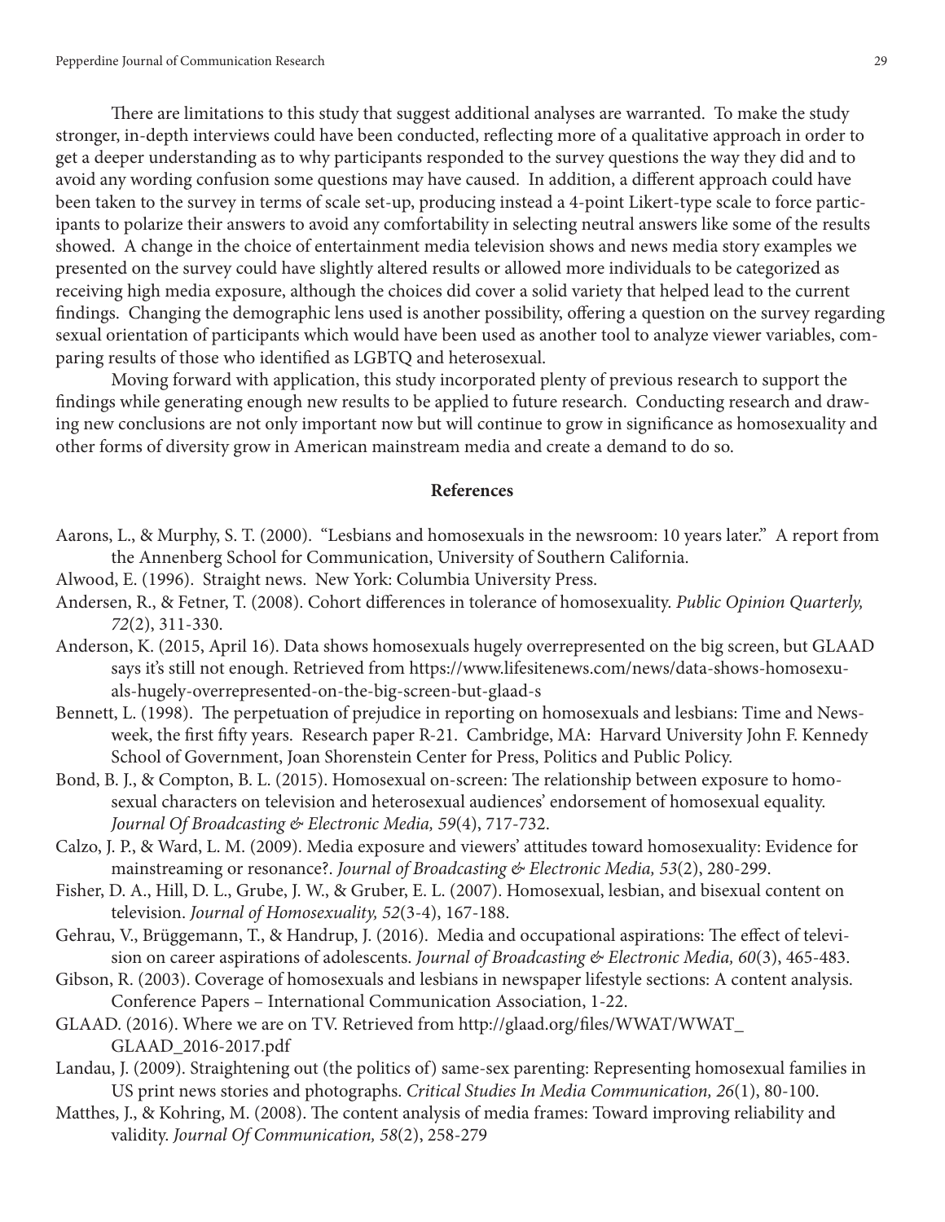There are limitations to this study that suggest additional analyses are warranted. To make the study stronger, in-depth interviews could have been conducted, reflecting more of a qualitative approach in order to get a deeper understanding as to why participants responded to the survey questions the way they did and to avoid any wording confusion some questions may have caused. In addition, a different approach could have been taken to the survey in terms of scale set-up, producing instead a 4-point Likert-type scale to force participants to polarize their answers to avoid any comfortability in selecting neutral answers like some of the results showed. A change in the choice of entertainment media television shows and news media story examples we presented on the survey could have slightly altered results or allowed more individuals to be categorized as receiving high media exposure, although the choices did cover a solid variety that helped lead to the current findings. Changing the demographic lens used is another possibility, offering a question on the survey regarding sexual orientation of participants which would have been used as another tool to analyze viewer variables, comparing results of those who identified as LGBTQ and heterosexual.

Moving forward with application, this study incorporated plenty of previous research to support the findings while generating enough new results to be applied to future research. Conducting research and drawing new conclusions are not only important now but will continue to grow in significance as homosexuality and other forms of diversity grow in American mainstream media and create a demand to do so.

## References

Aarons, L., & Murphy, S. T. (2000). "Lesbians and homosexuals in the newsroom: 10 years later." A report from the Annenberg School for Communication, University of Southern California.

Alwood, E. (1996). Straight news. New York: Columbia University Press.

Andersen, R., & Fetner, T. (2008). Cohort differences in tolerance of homosexuality. *Public Opinion Quarterly, 72*(2), 311-330.

Anderson, K. (2015, April 16). Data shows homosexuals hugely overrepresented on the big screen, but GLAAD says it's still not enough. Retrieved from https://www.lifesitenews.com/news/data-shows-homosexuals-hugely-overrepresented-on-the-big-screen-but-glaad-s

Bennett, L. (1998). The perpetuation of prejudice in reporting on homosexuals and lesbians: Time and Newsweek, the first fifty years. Research paper R-21. Cambridge, MA: Harvard University John F. Kennedy School of Government, Joan Shorenstein Center for Press, Politics and Public Policy.

Bond, B. J., & Compton, B. L. (2015). Homosexual on-screen: The relationship between exposure to homosexual characters on television and heterosexual audiences' endorsement of homosexual equality. *Journal Of Broadcasting & Electronic Media, 59*(4), 717-732.

Calzo, J. P., & Ward, L. M. (2009). Media exposure and viewers' attitudes toward homosexuality: Evidence for mainstreaming or resonance?. *Journal of Broadcasting & Electronic Media, 53*(2), 280-299.

Fisher, D. A., Hill, D. L., Grube, J. W., & Gruber, E. L. (2007). Homosexual, lesbian, and bisexual content on television. *Journal of Homosexuality, 52*(3-4), 167-188.

Gehrau, V., Brüggemann, T., & Handrup, J. (2016). Media and occupational aspirations: The effect of television on career aspirations of adolescents. *Journal of Broadcasting & Electronic Media, 60*(3), 465-483.

Gibson, R. (2003). Coverage of homosexuals and lesbians in newspaper lifestyle sections: A content analysis. Conference Papers – International Communication Association, 1-22.

GLAAD. (2016). Where we are on TV. Retrieved from http://glaad.org/files/WWAT/WWAT_GLAAD_2016-2017.pdf

Landau, J. (2009). Straightening out (the politics of) same-sex parenting: Representing homosexual families in US print news stories and photographs. *Critical Studies In Media Communication, 26*(1), 80-100.

Matthes, J., & Kohring, M. (2008). The content analysis of media frames: Toward improving reliability and validity. *Journal Of Communication, 58*(2), 258-279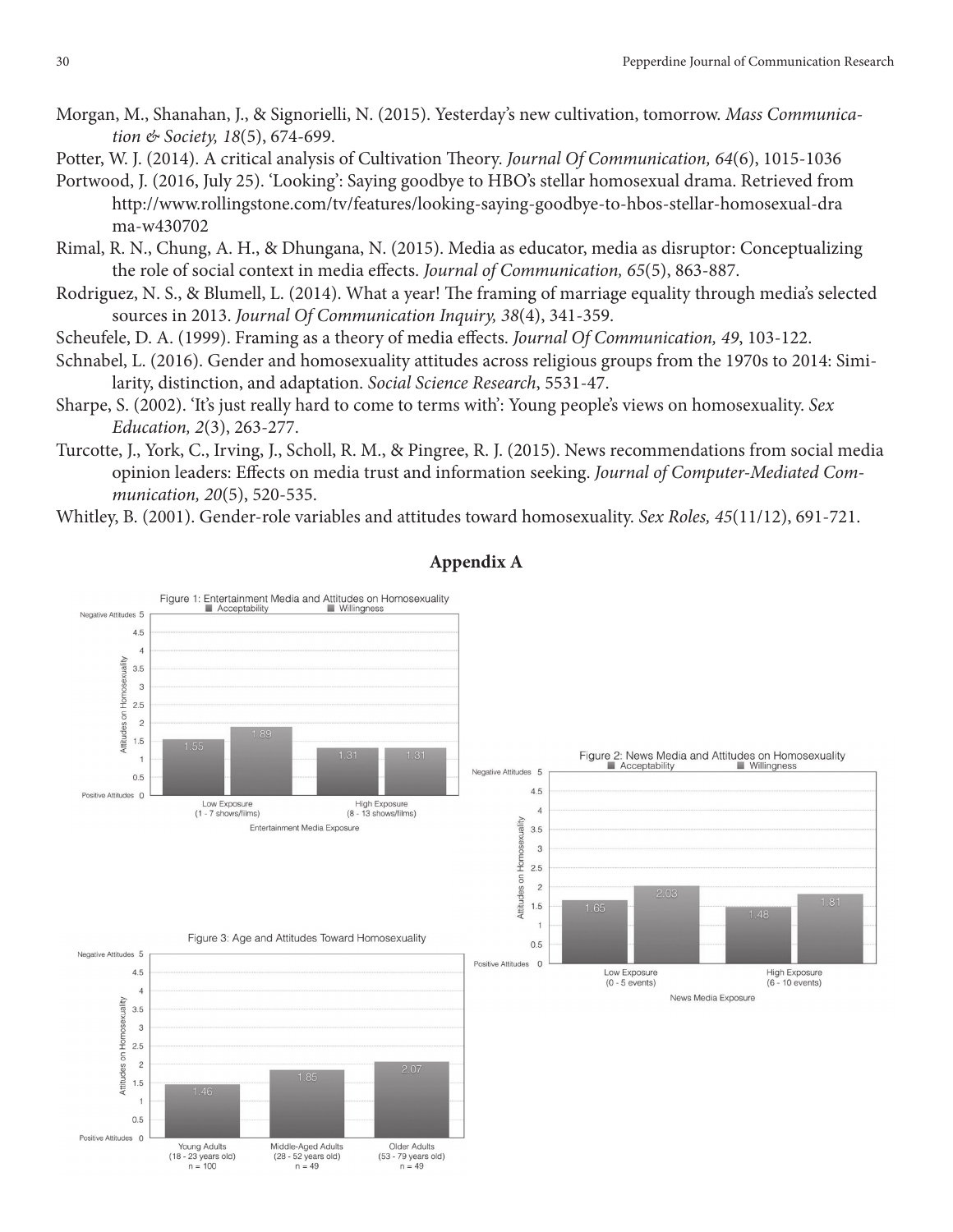Morgan, M., Shanahan, J., & Signorielli, N. (2015). Yesterday's new cultivation, tomorrow. *Mass Communication & Society, 18*(5), 674-699.

Potter, W. J. (2014). A critical analysis of Cultivation Theory. *Journal Of Communication, 64*(6), 1015-1036

Portwood, J. (2016, July 25). 'Looking': Saying goodbye to HBO's stellar homosexual drama. Retrieved from http://www.rollingstone.com/tv/features/looking-saying-goodbye-to-hbos-stellar-homosexual-drama-w430702

Rimal, R. N., Chung, A. H., & Dhungana, N. (2015). Media as educator, media as disruptor: Conceptualizing the role of social context in media effects. *Journal of Communication, 65*(5), 863-887.

Rodriguez, N. S., & Blumell, L. (2014). What a year! The framing of marriage equality through media's selected sources in 2013. *Journal Of Communication Inquiry, 38*(4), 341-359.

Scheufele, D. A. (1999). Framing as a theory of media effects. *Journal Of Communication, 49*, 103-122.

Schnabel, L. (2016). Gender and homosexuality attitudes across religious groups from the 1970s to 2014: Similarity, distinction, and adaptation. *Social Science Research*, 5531-47.

Sharpe, S. (2002). 'It's just really hard to come to terms with': Young people's views on homosexuality. *Sex Education, 2*(3), 263-277.

Turcotte, J., York, C., Irving, J., Scholl, R. M., & Pingree, R. J. (2015). News recommendations from social media opinion leaders: Effects on media trust and information seeking. *Journal of Computer-Mediated Communication, 20*(5), 520-535.

Whitley, B. (2001). Gender-role variables and attitudes toward homosexuality. *Sex Roles, 45*(11/12), 691-721.

## Appendix A

Figure 1: Entertainment Media and Attitudes on Homosexuality

| Entertainment Media Exposure | Acceptability | Willingness |
|---|---|---|
| Low Exposure (1 - 7 shows/films) | 1.55 | 1.89 |
| High Exposure (8 - 13 shows/films) | 1.31 | 1.31 |

Figure 2: News Media and Attitudes on Homosexuality

| News Media Exposure | Acceptability | Willingness |
|---|---|---|
| Low Exposure (0 - 5 events) | 1.65 | 2.03 |
| High Exposure (6 - 10 events) | 1.48 | 1.81 |

Figure 3: Age and Attitudes Toward Homosexuality

| Age Group | Attitudes on Homosexuality |
|---|---|
| Young Adults (18 - 23 years old), n = 100 | 1.46 |
| Middle-Aged Adults (28 - 52 years old), n = 49 | 1.85 |
| Older Adults (53 - 79 years old), n = 49 | 2.07 |

Attitudes on Homosexuality scale: 0 = Positive Attitudes, 5 = Negative Attitudes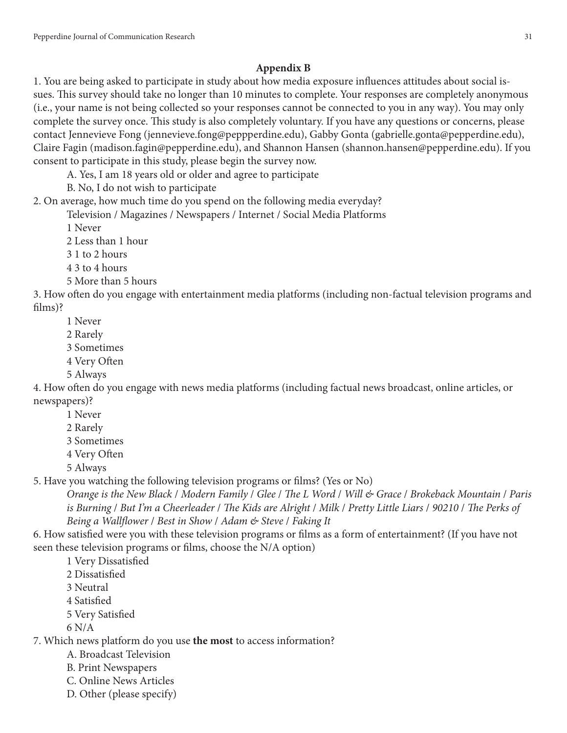## Appendix B

1. You are being asked to participate in study about how media exposure influences attitudes about social issues. This survey should take no longer than 10 minutes to complete. Your responses are completely anonymous (i.e., your name is not being collected so your responses cannot be connected to you in any way). You may only complete the survey once. This study is also completely voluntary. If you have any questions or concerns, please contact Jennevieve Fong (jennevieve.fong@peppperdine.edu), Gabby Gonta (gabrielle.gonta@pepperdine.edu), Claire Fagin (madison.fagin@pepperdine.edu), and Shannon Hansen (shannon.hansen@pepperdine.edu). If you consent to participate in this study, please begin the survey now.

   A. Yes, I am 18 years old or older and agree to participate

   B. No, I do not wish to participate

2. On average, how much time do you spend on the following media everyday?

   Television / Magazines / Newspapers / Internet / Social Media Platforms

   1 Never

   2 Less than 1 hour

   3 1 to 2 hours

   4 3 to 4 hours

   5 More than 5 hours

3. How often do you engage with entertainment media platforms (including non-factual television programs and films)?

   1 Never

   2 Rarely

   3 Sometimes

   4 Very Often

   5 Always

4. How often do you engage with news media platforms (including factual news broadcast, online articles, or newspapers)?

   1 Never

   2 Rarely

   3 Sometimes

   4 Very Often

   5 Always

5. Have you watching the following television programs or films? (Yes or No)

   *Orange is the New Black / Modern Family / Glee / The L Word / Will & Grace / Brokeback Mountain / Paris is Burning / But I'm a Cheerleader / The Kids are Alright / Milk / Pretty Little Liars / 90210 / The Perks of Being a Wallflower / Best in Show / Adam & Steve / Faking It*

6. How satisfied were you with these television programs or films as a form of entertainment? (If you have not seen these television programs or films, choose the N/A option)

   1 Very Dissatisfied

   2 Dissatisfied

   3 Neutral

   4 Satisfied

   5 Very Satisfied

   6 N/A

7. Which news platform do you use **the most** to access information?

   A. Broadcast Television

   B. Print Newspapers

   C. Online News Articles

   D. Other (please specify)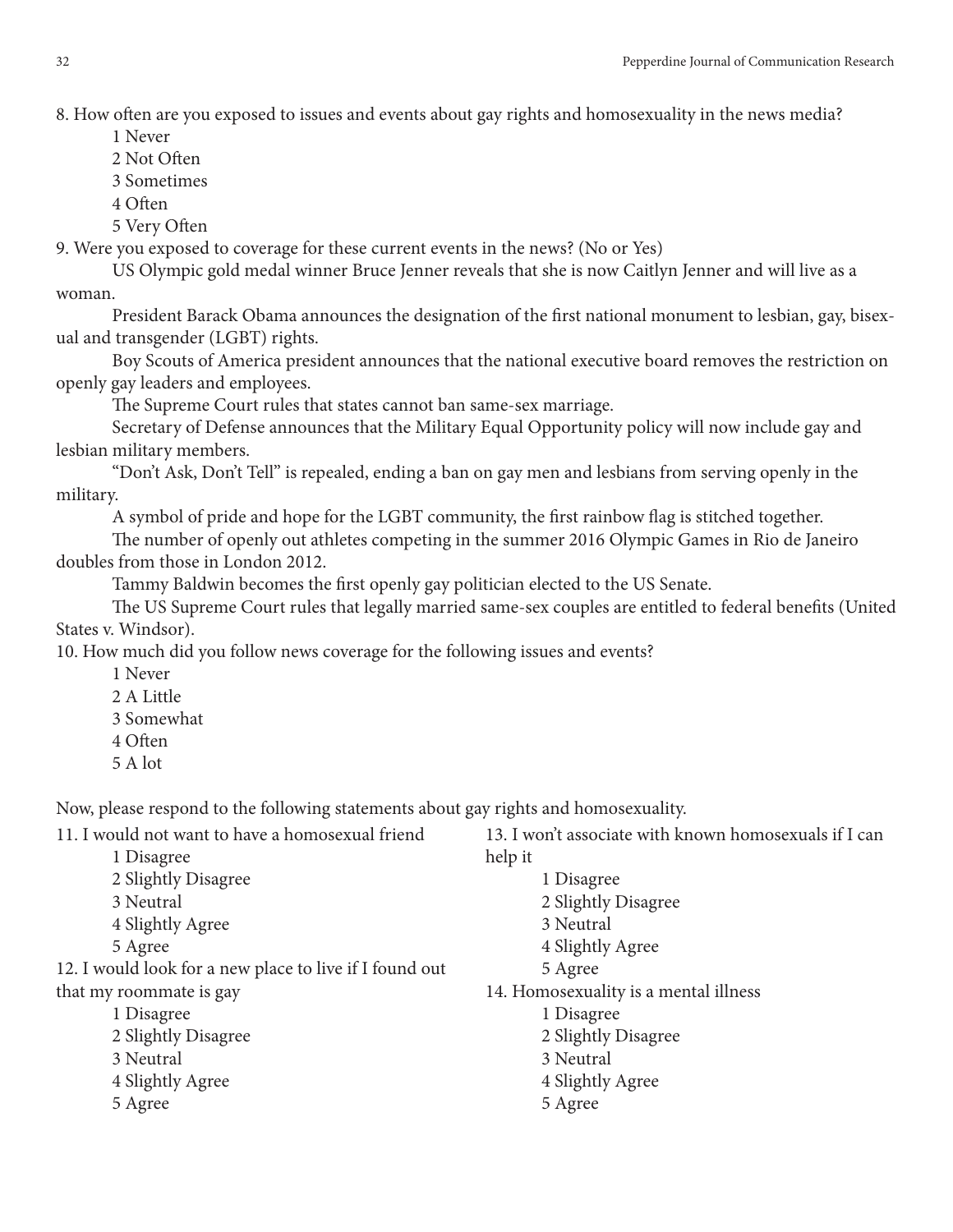8. How often are you exposed to issues and events about gay rights and homosexuality in the news media?

1 Never
2 Not Often
3 Sometimes
4 Often
5 Very Often

9. Were you exposed to coverage for these current events in the news? (No or Yes)

US Olympic gold medal winner Bruce Jenner reveals that she is now Caitlyn Jenner and will live as a woman.

President Barack Obama announces the designation of the first national monument to lesbian, gay, bisexual and transgender (LGBT) rights.

Boy Scouts of America president announces that the national executive board removes the restriction on openly gay leaders and employees.

The Supreme Court rules that states cannot ban same-sex marriage.

Secretary of Defense announces that the Military Equal Opportunity policy will now include gay and lesbian military members.

"Don't Ask, Don't Tell" is repealed, ending a ban on gay men and lesbians from serving openly in the military.

A symbol of pride and hope for the LGBT community, the first rainbow flag is stitched together.

The number of openly out athletes competing in the summer 2016 Olympic Games in Rio de Janeiro doubles from those in London 2012.

Tammy Baldwin becomes the first openly gay politician elected to the US Senate.

The US Supreme Court rules that legally married same-sex couples are entitled to federal benefits (United States v. Windsor).

10. How much did you follow news coverage for the following issues and events?

1 Never
2 A Little
3 Somewhat
4 Often
5 A lot

Now, please respond to the following statements about gay rights and homosexuality.

11. I would not want to have a homosexual friend

1 Disagree
2 Slightly Disagree
3 Neutral
4 Slightly Agree
5 Agree

12. I would look for a new place to live if I found out that my roommate is gay

1 Disagree
2 Slightly Disagree
3 Neutral
4 Slightly Agree
5 Agree

13. I won't associate with known homosexuals if I can help it

1 Disagree
2 Slightly Disagree
3 Neutral
4 Slightly Agree
5 Agree

14. Homosexuality is a mental illness

1 Disagree
2 Slightly Disagree
3 Neutral
4 Slightly Agree
5 Agree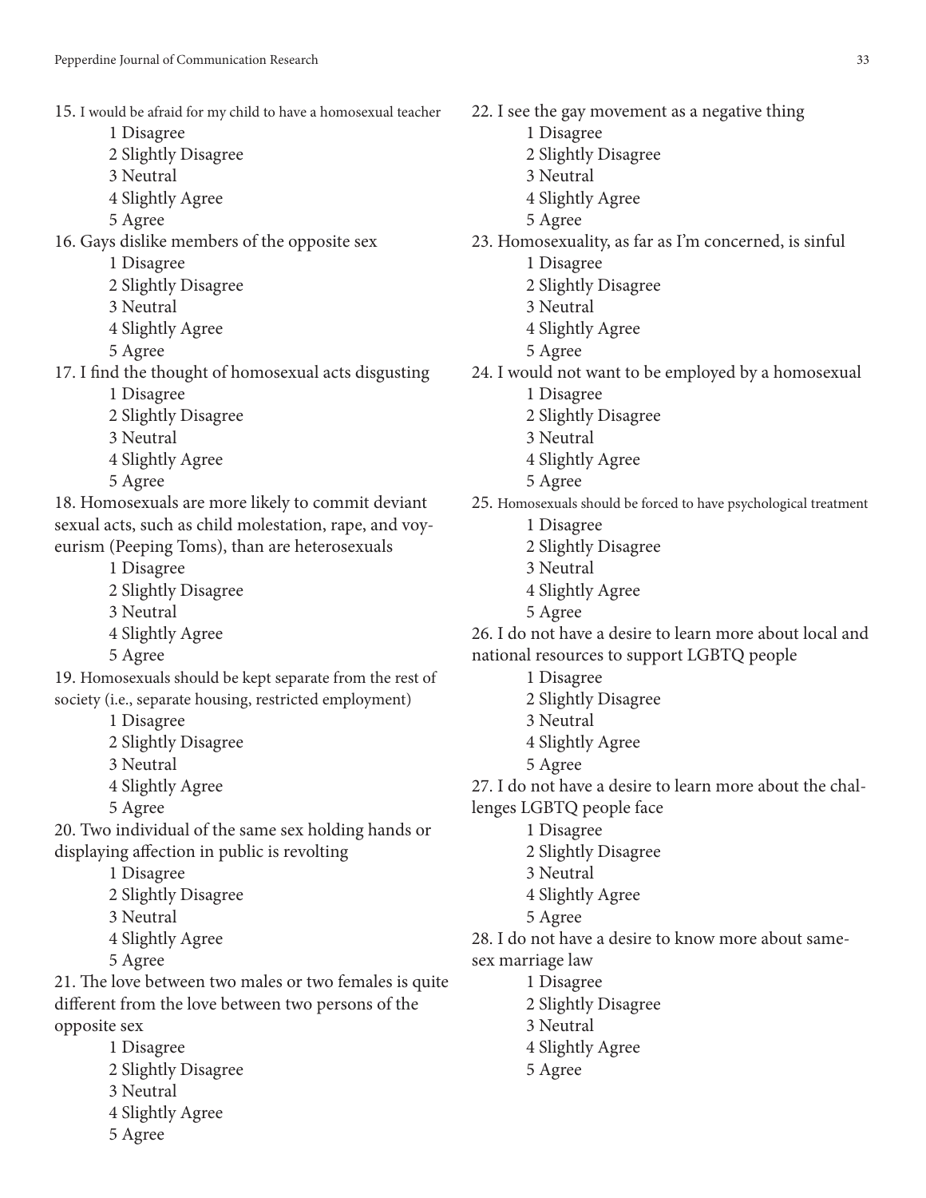15. I would be afraid for my child to have a homosexual teacher
 1 Disagree
 2 Slightly Disagree
 3 Neutral
 4 Slightly Agree
 5 Agree

16. Gays dislike members of the opposite sex
 1 Disagree
 2 Slightly Disagree
 3 Neutral
 4 Slightly Agree
 5 Agree

17. I find the thought of homosexual acts disgusting
 1 Disagree
 2 Slightly Disagree
 3 Neutral
 4 Slightly Agree
 5 Agree

18. Homosexuals are more likely to commit deviant sexual acts, such as child molestation, rape, and voyeurism (Peeping Toms), than are heterosexuals
 1 Disagree
 2 Slightly Disagree
 3 Neutral
 4 Slightly Agree
 5 Agree

19. Homosexuals should be kept separate from the rest of society (i.e., separate housing, restricted employment)
 1 Disagree
 2 Slightly Disagree
 3 Neutral
 4 Slightly Agree
 5 Agree

20. Two individual of the same sex holding hands or displaying affection in public is revolting
 1 Disagree
 2 Slightly Disagree
 3 Neutral
 4 Slightly Agree
 5 Agree

21. The love between two males or two females is quite different from the love between two persons of the opposite sex
 1 Disagree
 2 Slightly Disagree
 3 Neutral
 4 Slightly Agree
 5 Agree

22. I see the gay movement as a negative thing
 1 Disagree
 2 Slightly Disagree
 3 Neutral
 4 Slightly Agree
 5 Agree

23. Homosexuality, as far as I'm concerned, is sinful
 1 Disagree
 2 Slightly Disagree
 3 Neutral
 4 Slightly Agree
 5 Agree

24. I would not want to be employed by a homosexual
 1 Disagree
 2 Slightly Disagree
 3 Neutral
 4 Slightly Agree
 5 Agree

25. Homosexuals should be forced to have psychological treatment
 1 Disagree
 2 Slightly Disagree
 3 Neutral
 4 Slightly Agree
 5 Agree

26. I do not have a desire to learn more about local and national resources to support LGBTQ people
 1 Disagree
 2 Slightly Disagree
 3 Neutral
 4 Slightly Agree
 5 Agree

27. I do not have a desire to learn more about the challenges LGBTQ people face
 1 Disagree
 2 Slightly Disagree
 3 Neutral
 4 Slightly Agree
 5 Agree

28. I do not have a desire to know more about same-sex marriage law
 1 Disagree
 2 Slightly Disagree
 3 Neutral
 4 Slightly Agree
 5 Agree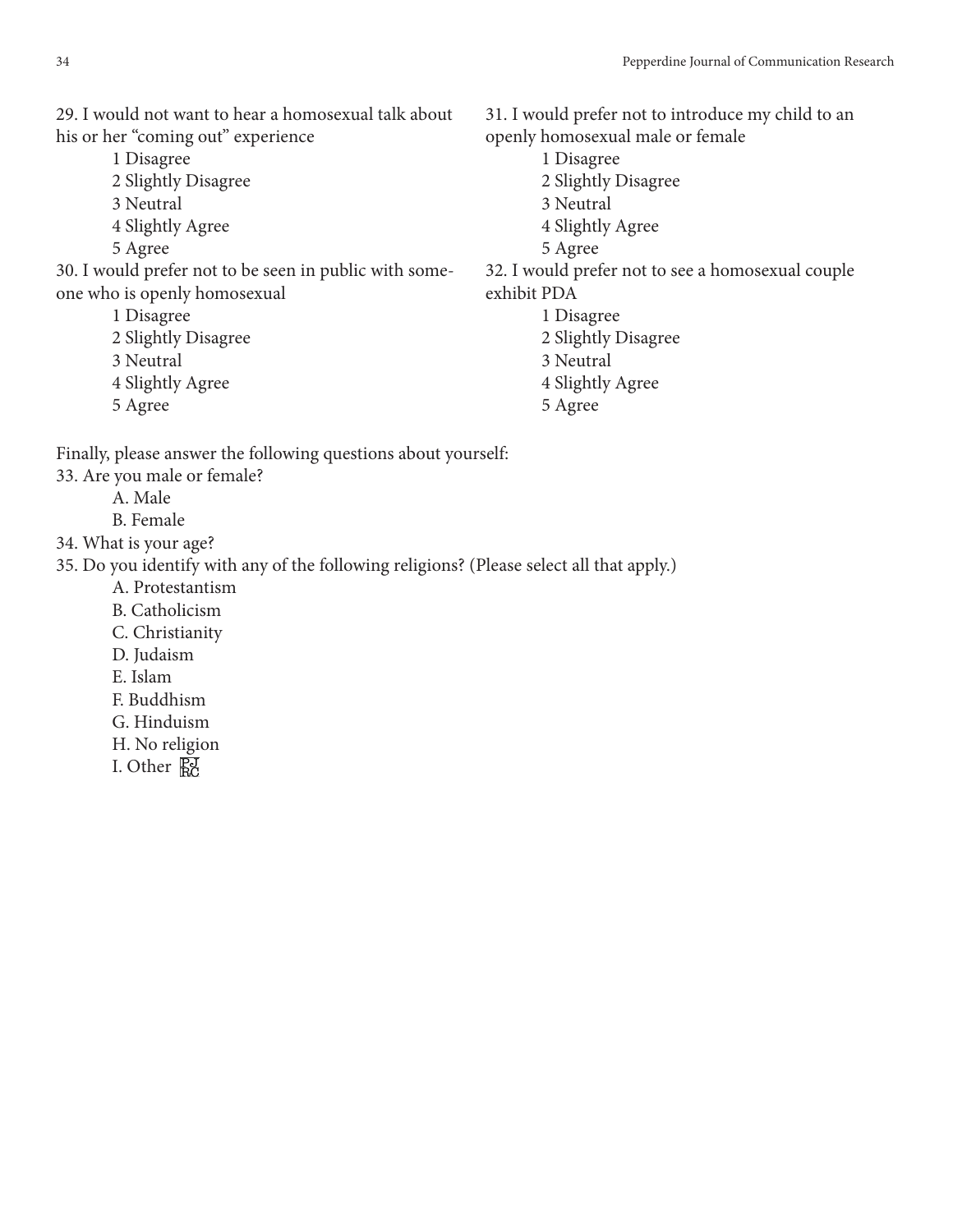29. I would not want to hear a homosexual talk about his or her "coming out" experience

1 Disagree
2 Slightly Disagree
3 Neutral
4 Slightly Agree
5 Agree

30. I would prefer not to be seen in public with someone who is openly homosexual

1 Disagree
2 Slightly Disagree
3 Neutral
4 Slightly Agree
5 Agree

31. I would prefer not to introduce my child to an openly homosexual male or female

1 Disagree
2 Slightly Disagree
3 Neutral
4 Slightly Agree
5 Agree

32. I would prefer not to see a homosexual couple exhibit PDA

1 Disagree
2 Slightly Disagree
3 Neutral
4 Slightly Agree
5 Agree

Finally, please answer the following questions about yourself:

33. Are you male or female?

A. Male
B. Female

34. What is your age?

35. Do you identify with any of the following religions? (Please select all that apply.)

A. Protestantism
B. Catholicism
C. Christianity
D. Judaism
E. Islam
F. Buddhism
G. Hinduism
H. No religion
I. Other